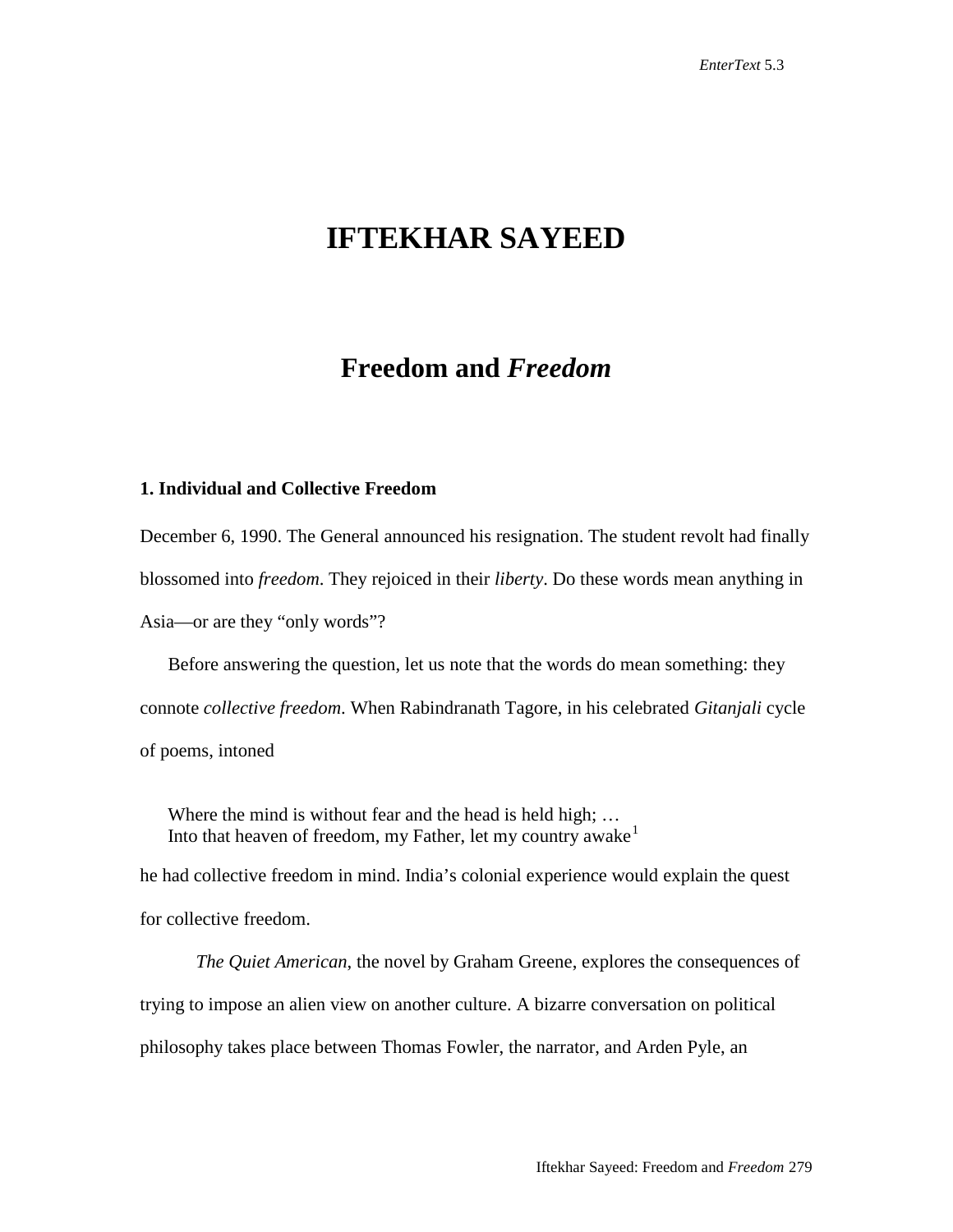# IFTEKHAR SAYEED

## Freedom and *Freedom*

### 1. Individual and Collective Freedom

December 6, 1990. The General announced his resignation. The student revolt had finally blossomed into *freedom*. They rejoiced in their *liberty*. Do these words mean anything in Asia—or are they "only words"?

Before answering the question, let us note that the words do mean something: they connote *collective freedom*. When Rabindranath Tagore, in his celebrated *Gitanjali* cycle of poems, intoned

> Where the mind is without fear and the head is held high; …
> Into that heaven of freedom, my Father, let my country awake[1]

he had collective freedom in mind. India's colonial experience would explain the quest for collective freedom.

*The Quiet American*, the novel by Graham Greene, explores the consequences of trying to impose an alien view on another culture. A bizarre conversation on political philosophy takes place between Thomas Fowler, the narrator, and Arden Pyle, an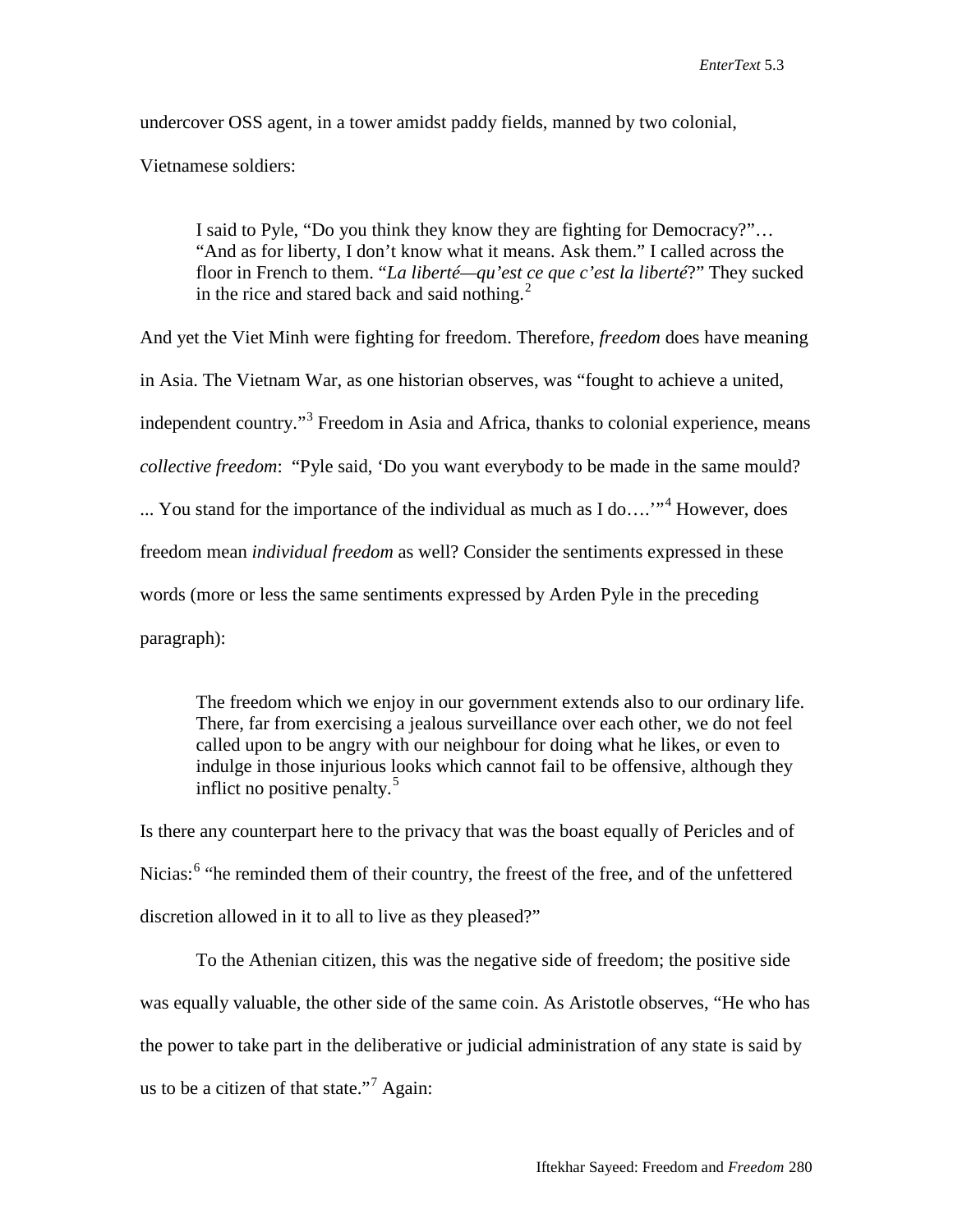undercover OSS agent, in a tower amidst paddy fields, manned by two colonial, Vietnamese soldiers:

> I said to Pyle, "Do you think they know they are fighting for Democracy?"… "And as for liberty, I don't know what it means. Ask them." I called across the floor in French to them. "*La liberté—qu'est ce que c'est la liberté*?" They sucked in the rice and stared back and said nothing.[2]

And yet the Viet Minh were fighting for freedom. Therefore, *freedom* does have meaning in Asia. The Vietnam War, as one historian observes, was "fought to achieve a united, independent country."[3] Freedom in Asia and Africa, thanks to colonial experience, means *collective freedom*: "Pyle said, 'Do you want everybody to be made in the same mould? ... You stand for the importance of the individual as much as I do….'"[4] However, does freedom mean *individual freedom* as well? Consider the sentiments expressed in these words (more or less the same sentiments expressed by Arden Pyle in the preceding paragraph):

> The freedom which we enjoy in our government extends also to our ordinary life. There, far from exercising a jealous surveillance over each other, we do not feel called upon to be angry with our neighbour for doing what he likes, or even to indulge in those injurious looks which cannot fail to be offensive, although they inflict no positive penalty.[5]

Is there any counterpart here to the privacy that was the boast equally of Pericles and of Nicias:[6] "he reminded them of their country, the freest of the free, and of the unfettered discretion allowed in it to all to live as they pleased?"

To the Athenian citizen, this was the negative side of freedom; the positive side was equally valuable, the other side of the same coin. As Aristotle observes, "He who has the power to take part in the deliberative or judicial administration of any state is said by us to be a citizen of that state."[7] Again: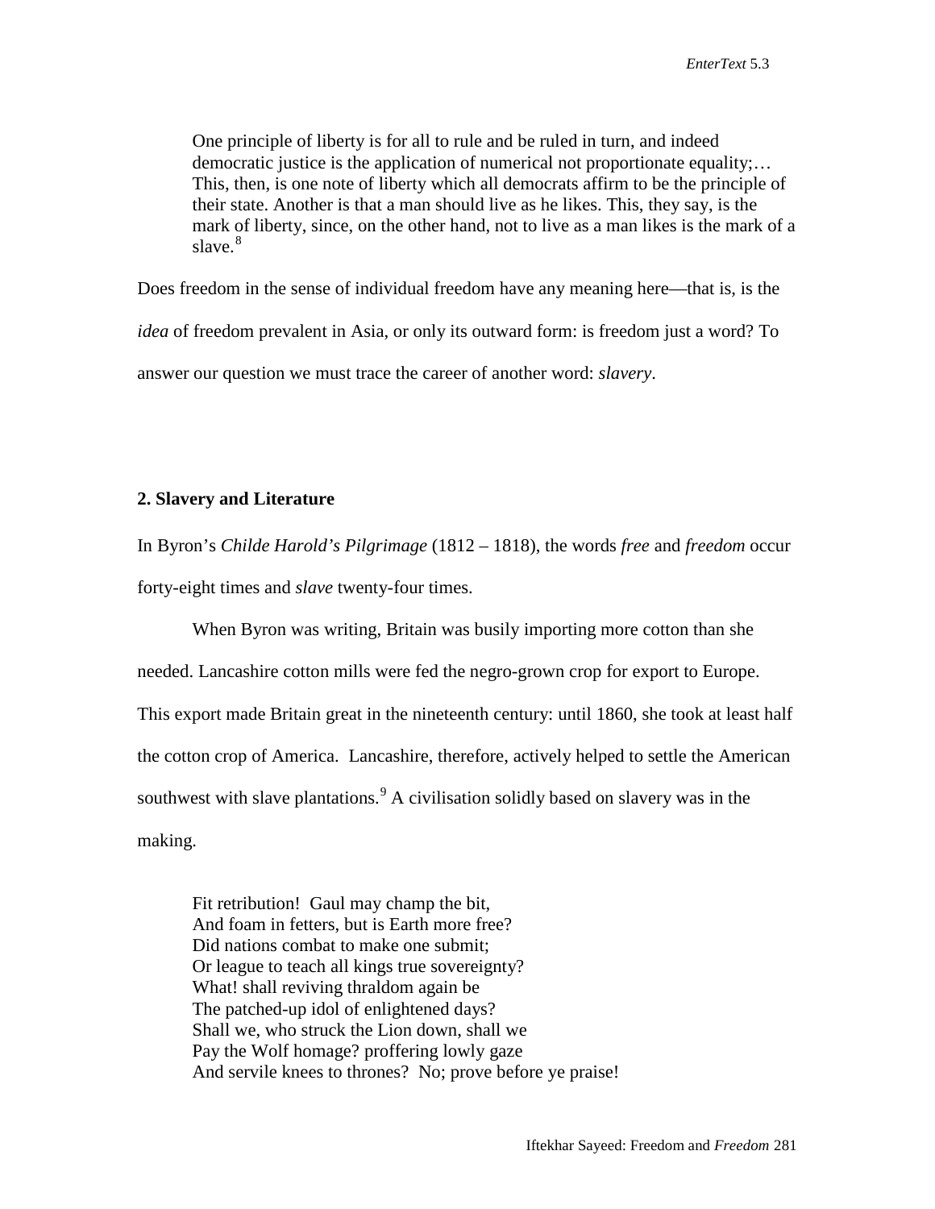> One principle of liberty is for all to rule and be ruled in turn, and indeed democratic justice is the application of numerical not proportionate equality;… This, then, is one note of liberty which all democrats affirm to be the principle of their state. Another is that a man should live as he likes. This, they say, is the mark of liberty, since, on the other hand, not to live as a man likes is the mark of a slave.[8]

Does freedom in the sense of individual freedom have any meaning here—that is, is the *idea* of freedom prevalent in Asia, or only its outward form: is freedom just a word? To answer our question we must trace the career of another word: *slavery*.

### 2. Slavery and Literature

In Byron's *Childe Harold's Pilgrimage* (1812 – 1818), the words *free* and *freedom* occur forty-eight times and *slave* twenty-four times.

When Byron was writing, Britain was busily importing more cotton than she needed. Lancashire cotton mills were fed the negro-grown crop for export to Europe. This export made Britain great in the nineteenth century: until 1860, she took at least half the cotton crop of America. Lancashire, therefore, actively helped to settle the American southwest with slave plantations.[9] A civilisation solidly based on slavery was in the making.

> Fit retribution! Gaul may champ the bit,
> And foam in fetters, but is Earth more free?
> Did nations combat to make one submit;
> Or league to teach all kings true sovereignty?
> What! shall reviving thraldom again be
> The patched-up idol of enlightened days?
> Shall we, who struck the Lion down, shall we
> Pay the Wolf homage? proffering lowly gaze
> And servile knees to thrones? No; prove before ye praise!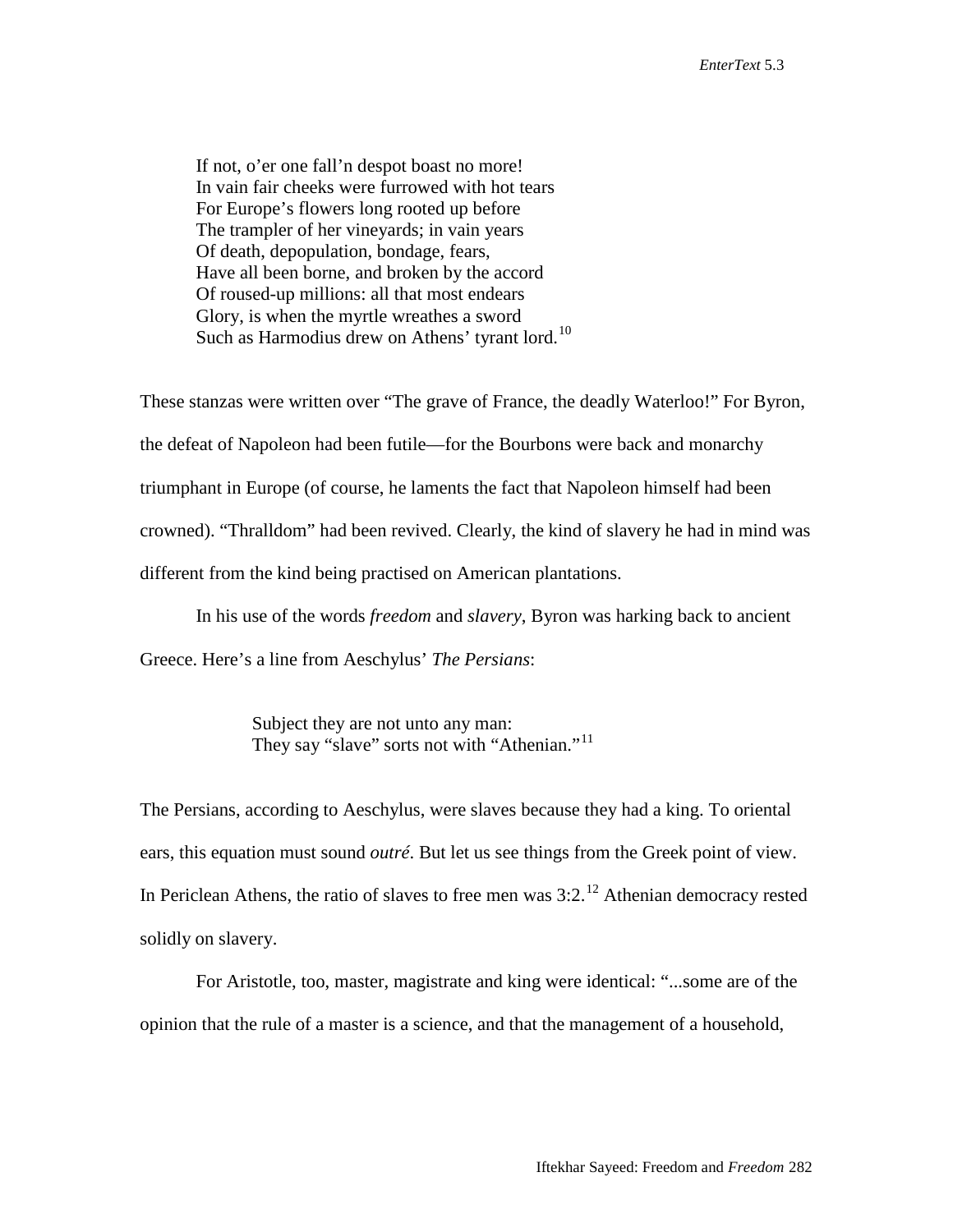> If not, o'er one fall'n despot boast no more!
> In vain fair cheeks were furrowed with hot tears
> For Europe's flowers long rooted up before
> The trampler of her vineyards; in vain years
> Of death, depopulation, bondage, fears,
> Have all been borne, and broken by the accord
> Of roused-up millions: all that most endears
> Glory, is when the myrtle wreathes a sword
> Such as Harmodius drew on Athens' tyrant lord.[10]

These stanzas were written over "The grave of France, the deadly Waterloo!" For Byron, the defeat of Napoleon had been futile—for the Bourbons were back and monarchy triumphant in Europe (of course, he laments the fact that Napoleon himself had been crowned). "Thralldom" had been revived. Clearly, the kind of slavery he had in mind was different from the kind being practised on American plantations.

In his use of the words *freedom* and *slavery*, Byron was harking back to ancient Greece. Here's a line from Aeschylus' *The Persians*:

> Subject they are not unto any man:
> They say "slave" sorts not with "Athenian."[11]

The Persians, according to Aeschylus, were slaves because they had a king. To oriental ears, this equation must sound *outré*. But let us see things from the Greek point of view. In Periclean Athens, the ratio of slaves to free men was 3:2.[12] Athenian democracy rested solidly on slavery.

For Aristotle, too, master, magistrate and king were identical: "...some are of the opinion that the rule of a master is a science, and that the management of a household,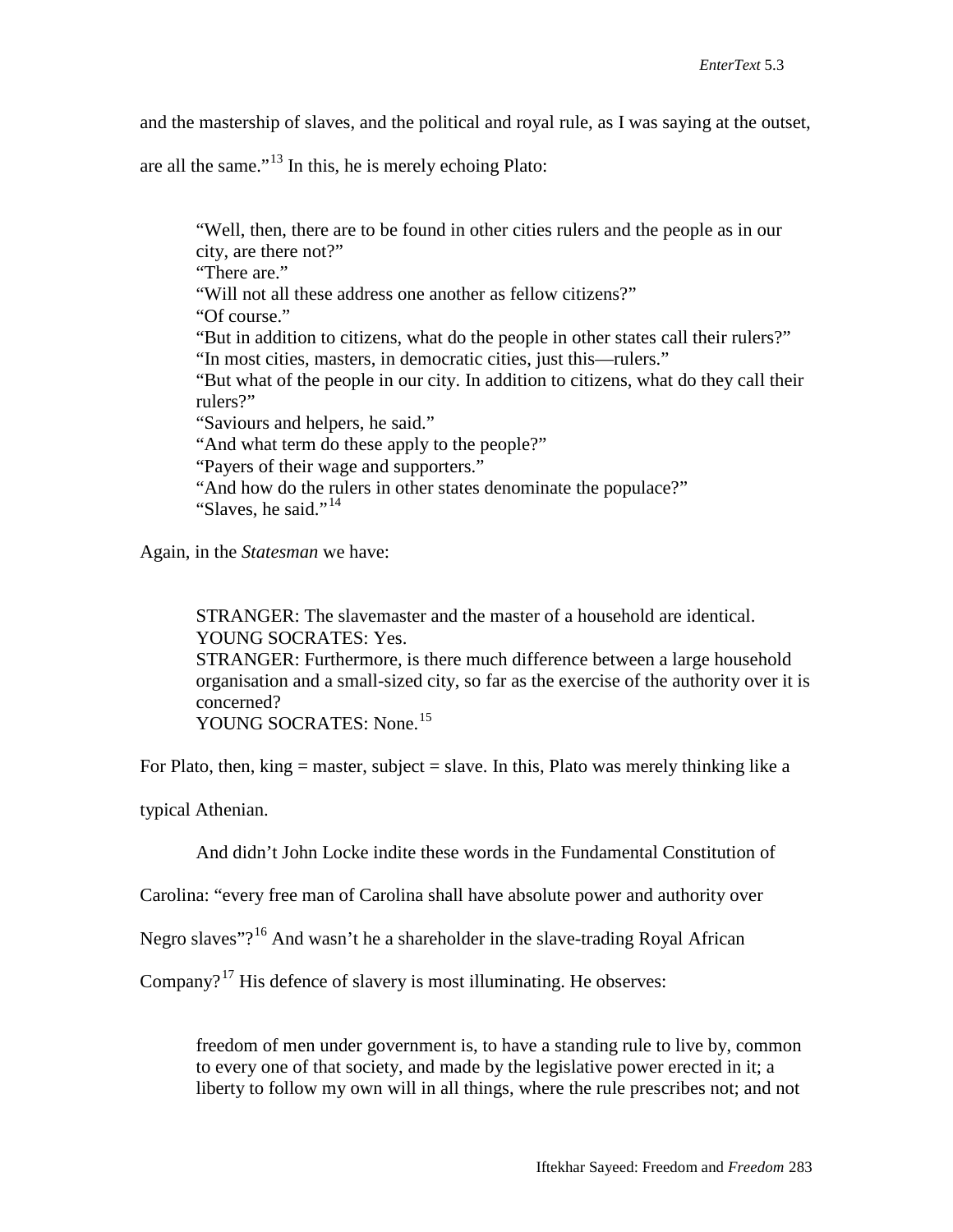and the mastership of slaves, and the political and royal rule, as I was saying at the outset, are all the same."[13] In this, he is merely echoing Plato:

> "Well, then, there are to be found in other cities rulers and the people as in our city, are there not?"
> "There are."
> "Will not all these address one another as fellow citizens?"
> "Of course."
> "But in addition to citizens, what do the people in other states call their rulers?"
> "In most cities, masters, in democratic cities, just this—rulers."
> "But what of the people in our city. In addition to citizens, what do they call their rulers?"
> "Saviours and helpers, he said."
> "And what term do these apply to the people?"
> "Payers of their wage and supporters."
> "And how do the rulers in other states denominate the populace?"
> "Slaves, he said."[14]

Again, in the *Statesman* we have:

> STRANGER: The slavemaster and the master of a household are identical.
> YOUNG SOCRATES: Yes.
> STRANGER: Furthermore, is there much difference between a large household organisation and a small-sized city, so far as the exercise of the authority over it is concerned?
> YOUNG SOCRATES: None.[15]

For Plato, then, king = master, subject = slave. In this, Plato was merely thinking like a typical Athenian.

And didn't John Locke indite these words in the Fundamental Constitution of Carolina: "every free man of Carolina shall have absolute power and authority over Negro slaves"?[16] And wasn't he a shareholder in the slave-trading Royal African Company?[17] His defence of slavery is most illuminating. He observes:

> freedom of men under government is, to have a standing rule to live by, common to every one of that society, and made by the legislative power erected in it; a liberty to follow my own will in all things, where the rule prescribes not; and not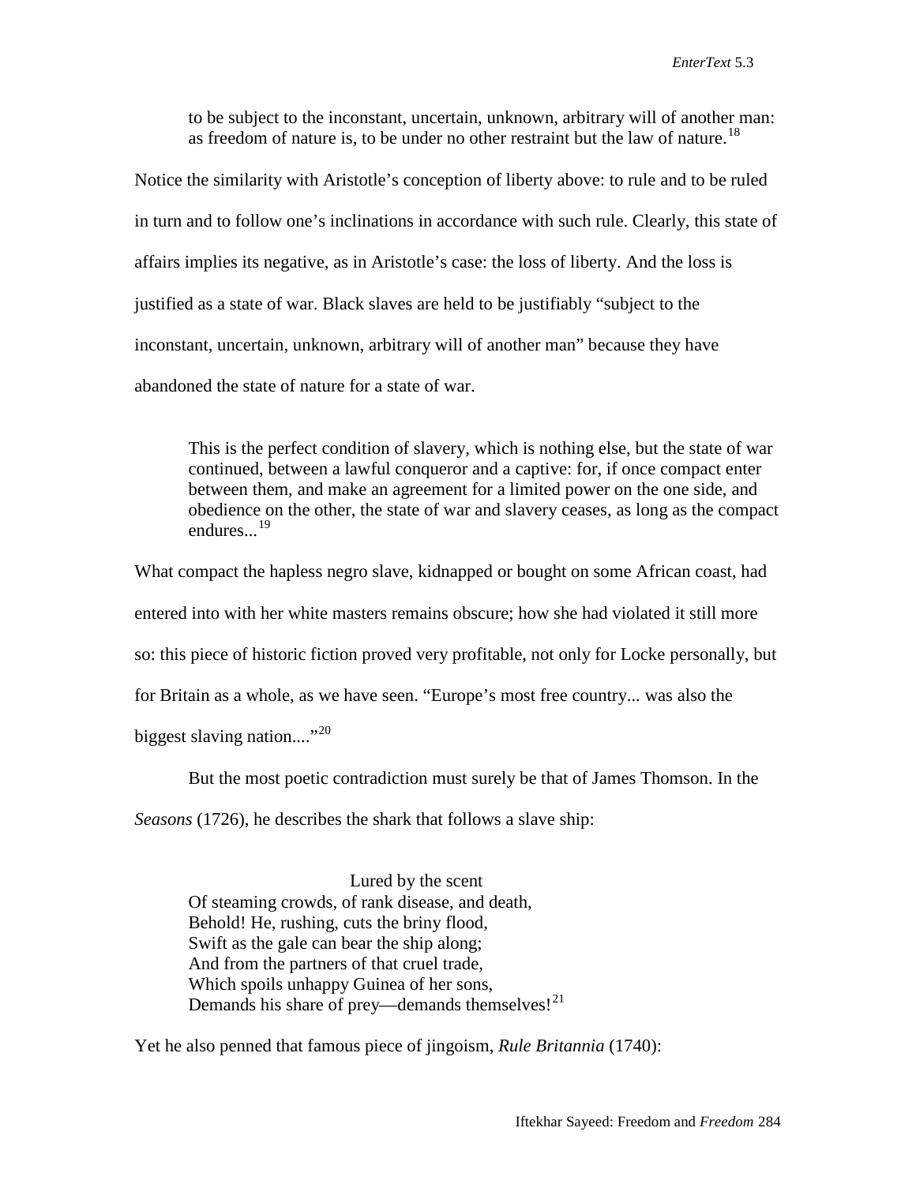> to be subject to the inconstant, uncertain, unknown, arbitrary will of another man: as freedom of nature is, to be under no other restraint but the law of nature.[18]

Notice the similarity with Aristotle's conception of liberty above: to rule and to be ruled in turn and to follow one's inclinations in accordance with such rule. Clearly, this state of affairs implies its negative, as in Aristotle's case: the loss of liberty. And the loss is justified as a state of war. Black slaves are held to be justifiably "subject to the inconstant, uncertain, unknown, arbitrary will of another man" because they have abandoned the state of nature for a state of war.

> This is the perfect condition of slavery, which is nothing else, but the state of war continued, between a lawful conqueror and a captive: for, if once compact enter between them, and make an agreement for a limited power on the one side, and obedience on the other, the state of war and slavery ceases, as long as the compact endures...[19]

What compact the hapless negro slave, kidnapped or bought on some African coast, had entered into with her white masters remains obscure; how she had violated it still more so: this piece of historic fiction proved very profitable, not only for Locke personally, but for Britain as a whole, as we have seen. "Europe's most free country... was also the biggest slaving nation...."[20]

But the most poetic contradiction must surely be that of James Thomson. In the *Seasons* (1726), he describes the shark that follows a slave ship:

> Lured by the scent
> Of steaming crowds, of rank disease, and death,
> Behold! He, rushing, cuts the briny flood,
> Swift as the gale can bear the ship along;
> And from the partners of that cruel trade,
> Which spoils unhappy Guinea of her sons,
> Demands his share of prey—demands themselves![21]

Yet he also penned that famous piece of jingoism, *Rule Britannia* (1740):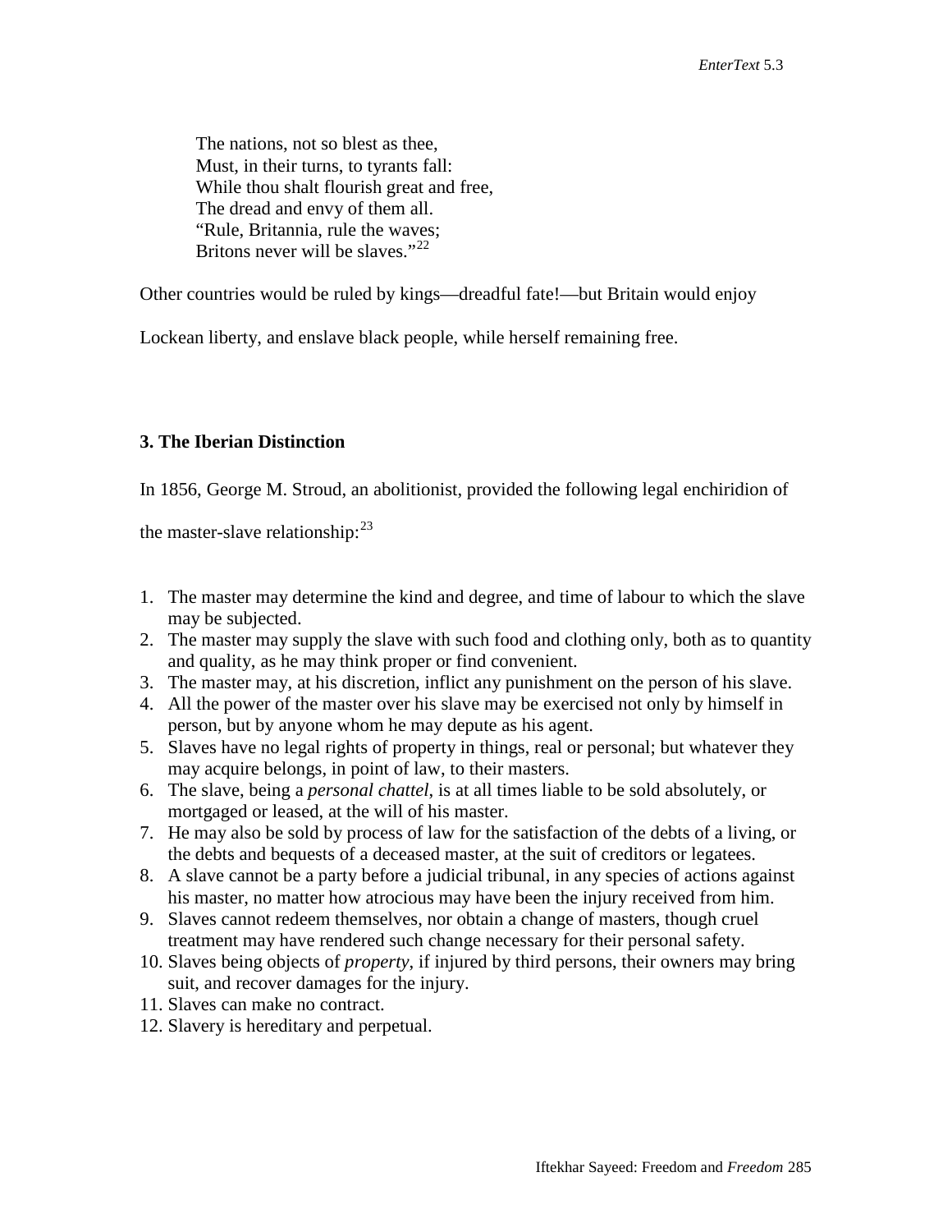> The nations, not so blest as thee,
> Must, in their turns, to tyrants fall:
> While thou shalt flourish great and free,
> The dread and envy of them all.
> "Rule, Britannia, rule the waves;
> Britons never will be slaves."[22]

Other countries would be ruled by kings—dreadful fate!—but Britain would enjoy Lockean liberty, and enslave black people, while herself remaining free.

### 3. The Iberian Distinction

In 1856, George M. Stroud, an abolitionist, provided the following legal enchiridion of the master-slave relationship:[23]

1. The master may determine the kind and degree, and time of labour to which the slave may be subjected.
2. The master may supply the slave with such food and clothing only, both as to quantity and quality, as he may think proper or find convenient.
3. The master may, at his discretion, inflict any punishment on the person of his slave.
4. All the power of the master over his slave may be exercised not only by himself in person, but by anyone whom he may depute as his agent.
5. Slaves have no legal rights of property in things, real or personal; but whatever they may acquire belongs, in point of law, to their masters.
6. The slave, being a *personal chattel*, is at all times liable to be sold absolutely, or mortgaged or leased, at the will of his master.
7. He may also be sold by process of law for the satisfaction of the debts of a living, or the debts and bequests of a deceased master, at the suit of creditors or legatees.
8. A slave cannot be a party before a judicial tribunal, in any species of actions against his master, no matter how atrocious may have been the injury received from him.
9. Slaves cannot redeem themselves, nor obtain a change of masters, though cruel treatment may have rendered such change necessary for their personal safety.
10. Slaves being objects of *property*, if injured by third persons, their owners may bring suit, and recover damages for the injury.
11. Slaves can make no contract.
12. Slavery is hereditary and perpetual.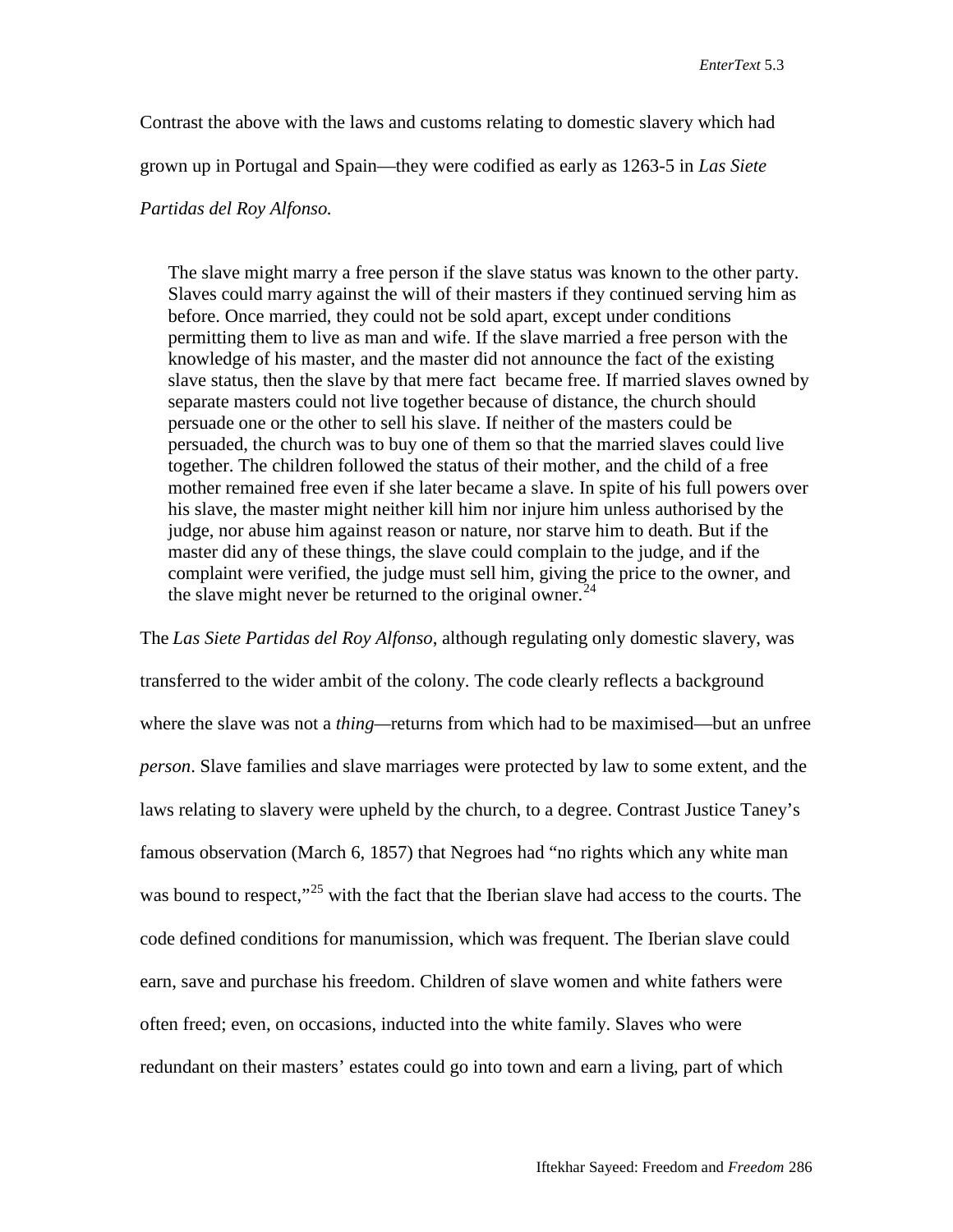Contrast the above with the laws and customs relating to domestic slavery which had grown up in Portugal and Spain—they were codified as early as 1263-5 in *Las Siete Partidas del Roy Alfonso.*

> The slave might marry a free person if the slave status was known to the other party. Slaves could marry against the will of their masters if they continued serving him as before. Once married, they could not be sold apart, except under conditions permitting them to live as man and wife. If the slave married a free person with the knowledge of his master, and the master did not announce the fact of the existing slave status, then the slave by that mere fact became free. If married slaves owned by separate masters could not live together because of distance, the church should persuade one or the other to sell his slave. If neither of the masters could be persuaded, the church was to buy one of them so that the married slaves could live together. The children followed the status of their mother, and the child of a free mother remained free even if she later became a slave. In spite of his full powers over his slave, the master might neither kill him nor injure him unless authorised by the judge, nor abuse him against reason or nature, nor starve him to death. But if the master did any of these things, the slave could complain to the judge, and if the complaint were verified, the judge must sell him, giving the price to the owner, and the slave might never be returned to the original owner.[24]

The *Las Siete Partidas del Roy Alfonso*, although regulating only domestic slavery, was transferred to the wider ambit of the colony. The code clearly reflects a background where the slave was not a *thing*—returns from which had to be maximised—but an unfree *person*. Slave families and slave marriages were protected by law to some extent, and the laws relating to slavery were upheld by the church, to a degree. Contrast Justice Taney's famous observation (March 6, 1857) that Negroes had "no rights which any white man was bound to respect,"[25] with the fact that the Iberian slave had access to the courts. The code defined conditions for manumission, which was frequent. The Iberian slave could earn, save and purchase his freedom. Children of slave women and white fathers were often freed; even, on occasions, inducted into the white family. Slaves who were redundant on their masters' estates could go into town and earn a living, part of which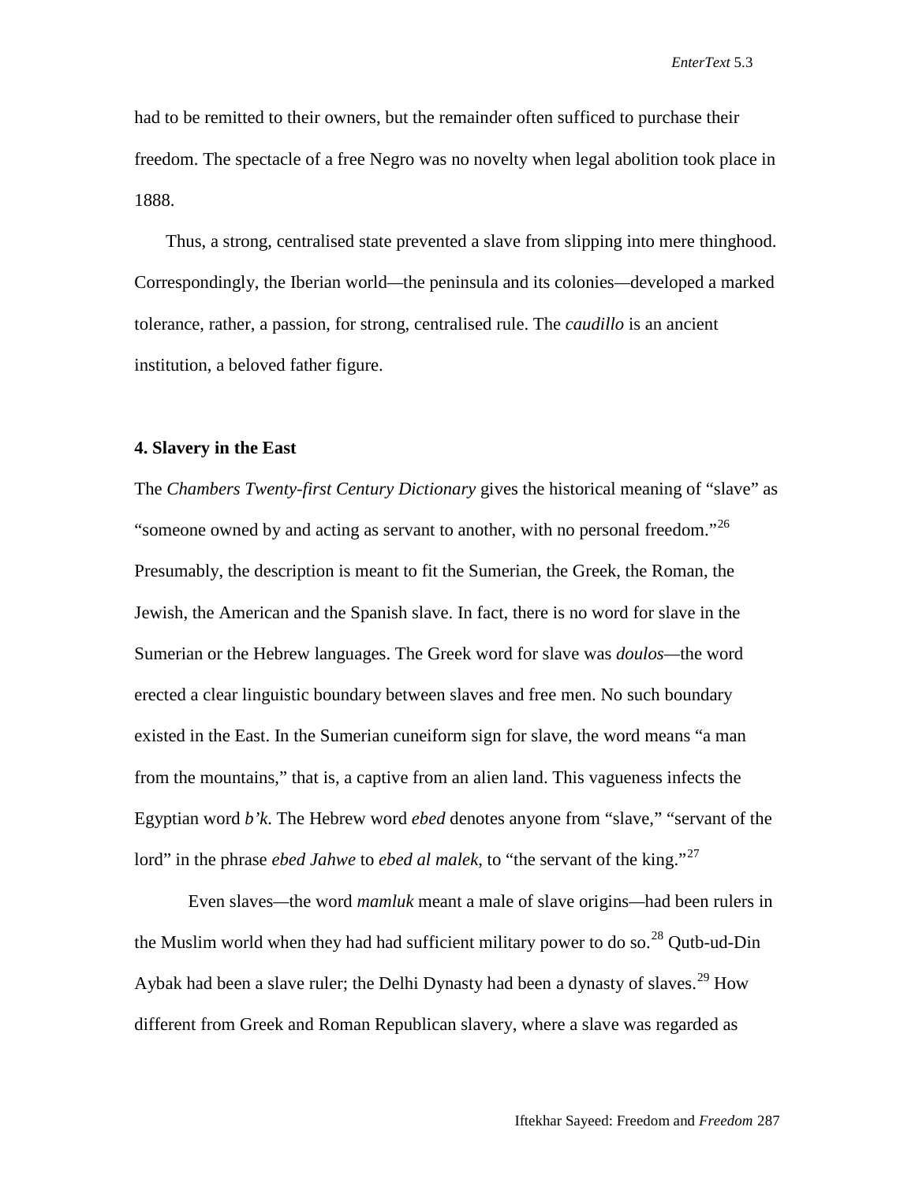had to be remitted to their owners, but the remainder often sufficed to purchase their freedom. The spectacle of a free Negro was no novelty when legal abolition took place in 1888.

Thus, a strong, centralised state prevented a slave from slipping into mere thinghood. Correspondingly, the Iberian world—the peninsula and its colonies—developed a marked tolerance, rather, a passion, for strong, centralised rule. The *caudillo* is an ancient institution, a beloved father figure.

### 4. Slavery in the East

The *Chambers Twenty-first Century Dictionary* gives the historical meaning of "slave" as "someone owned by and acting as servant to another, with no personal freedom."[26] Presumably, the description is meant to fit the Sumerian, the Greek, the Roman, the Jewish, the American and the Spanish slave. In fact, there is no word for slave in the Sumerian or the Hebrew languages. The Greek word for slave was *doulos*—the word erected a clear linguistic boundary between slaves and free men. No such boundary existed in the East. In the Sumerian cuneiform sign for slave, the word means "a man from the mountains," that is, a captive from an alien land. This vagueness infects the Egyptian word *b'k*. The Hebrew word *ebed* denotes anyone from "slave," "servant of the lord" in the phrase *ebed Jahwe* to *ebed al malek*, to "the servant of the king."[27]

Even slaves—the word *mamluk* meant a male of slave origins—had been rulers in the Muslim world when they had had sufficient military power to do so.[28] Qutb-ud-Din Aybak had been a slave ruler; the Delhi Dynasty had been a dynasty of slaves.[29] How different from Greek and Roman Republican slavery, where a slave was regarded as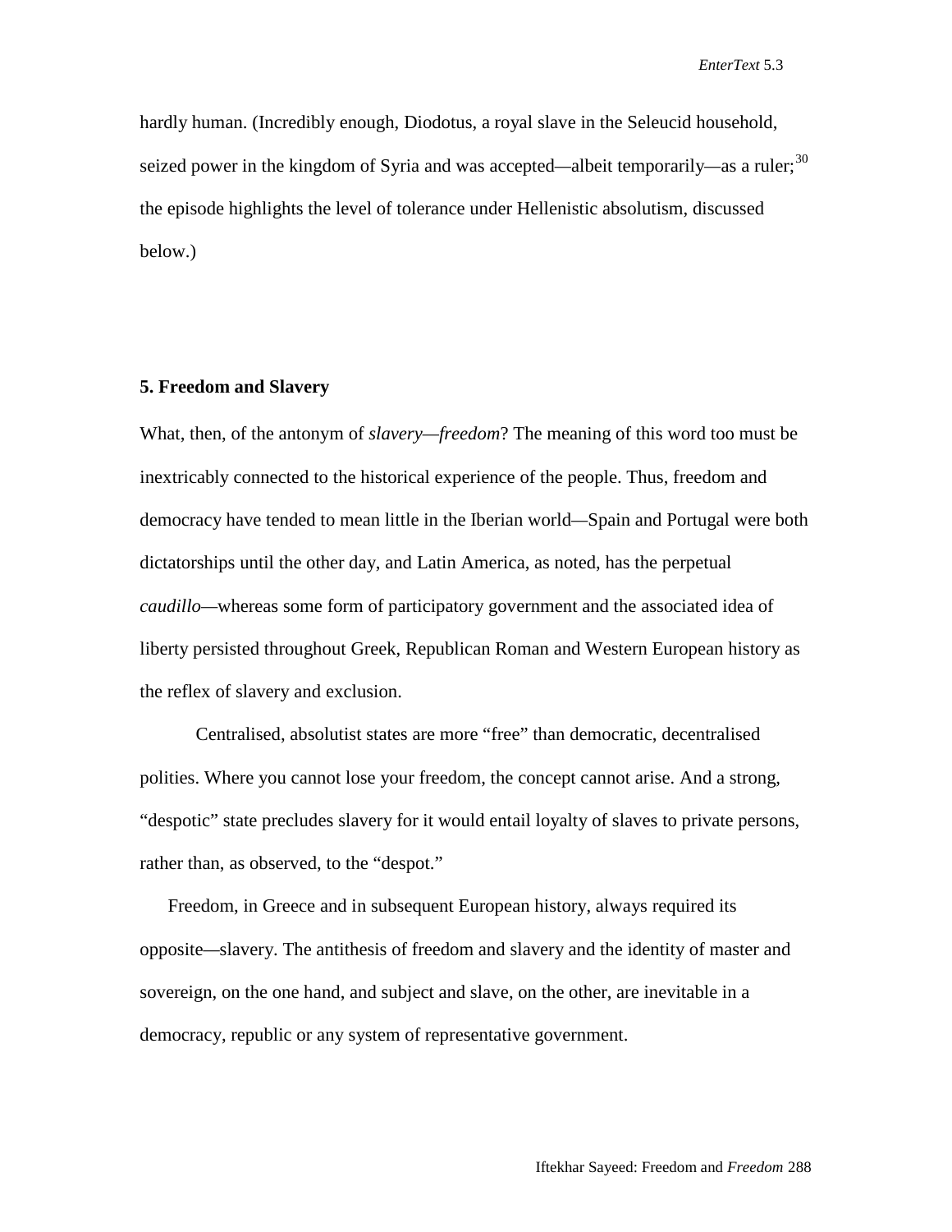hardly human. (Incredibly enough, Diodotus, a royal slave in the Seleucid household, seized power in the kingdom of Syria and was accepted—albeit temporarily—as a ruler;[30] the episode highlights the level of tolerance under Hellenistic absolutism, discussed below.)

### 5. Freedom and Slavery

What, then, of the antonym of *slavery—freedom*? The meaning of this word too must be inextricably connected to the historical experience of the people. Thus, freedom and democracy have tended to mean little in the Iberian world—Spain and Portugal were both dictatorships until the other day, and Latin America, as noted, has the perpetual *caudillo*—whereas some form of participatory government and the associated idea of liberty persisted throughout Greek, Republican Roman and Western European history as the reflex of slavery and exclusion.

Centralised, absolutist states are more "free" than democratic, decentralised polities. Where you cannot lose your freedom, the concept cannot arise. And a strong, "despotic" state precludes slavery for it would entail loyalty of slaves to private persons, rather than, as observed, to the "despot."

Freedom, in Greece and in subsequent European history, always required its opposite—slavery. The antithesis of freedom and slavery and the identity of master and sovereign, on the one hand, and subject and slave, on the other, are inevitable in a democracy, republic or any system of representative government.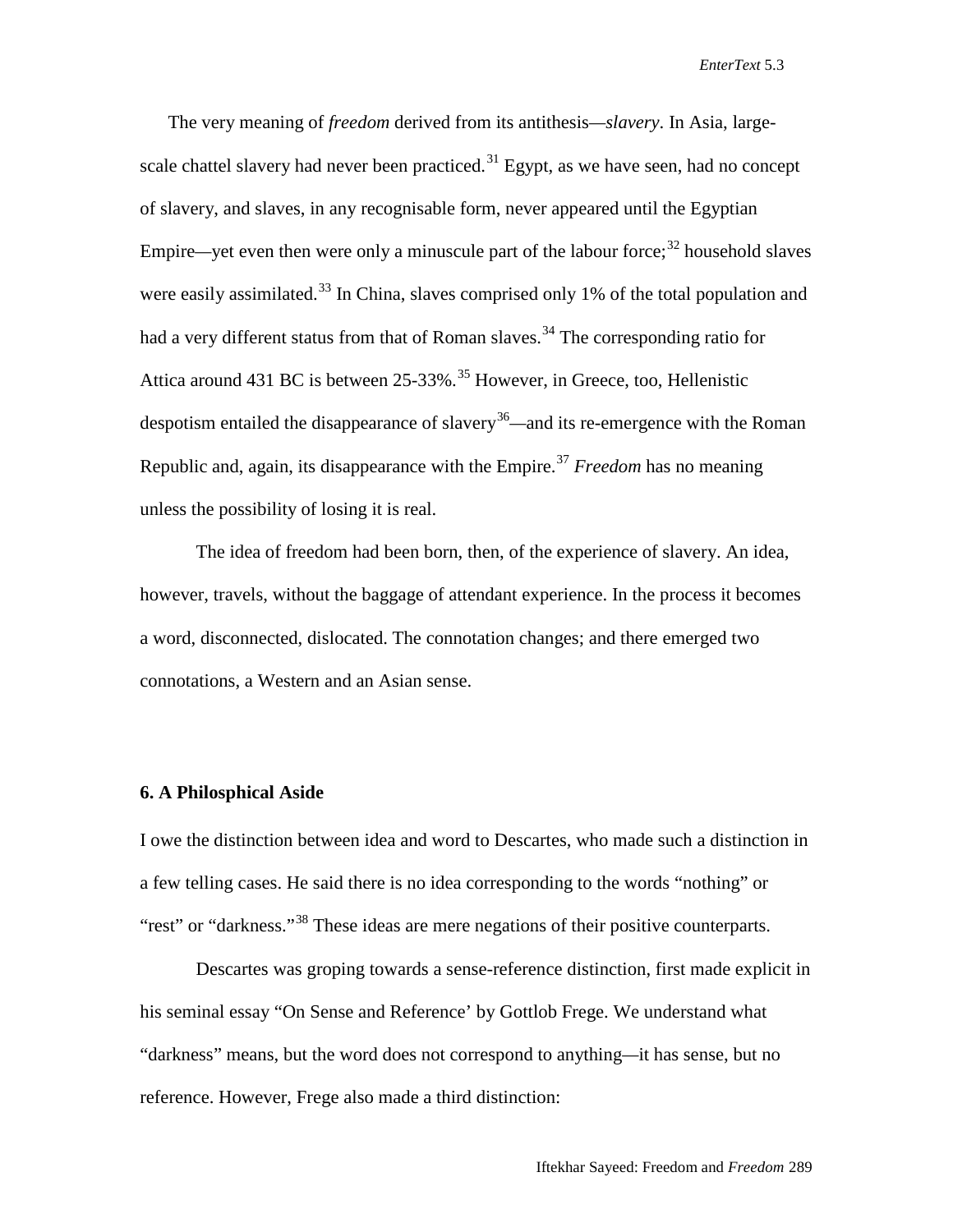The very meaning of *freedom* derived from its antithesis—*slavery*. In Asia, large-scale chattel slavery had never been practiced.[31] Egypt, as we have seen, had no concept of slavery, and slaves, in any recognisable form, never appeared until the Egyptian Empire—yet even then were only a minuscule part of the labour force;[32] household slaves were easily assimilated.[33] In China, slaves comprised only 1% of the total population and had a very different status from that of Roman slaves.[34] The corresponding ratio for Attica around 431 BC is between 25-33%.[35] However, in Greece, too, Hellenistic despotism entailed the disappearance of slavery[36]—and its re-emergence with the Roman Republic and, again, its disappearance with the Empire.[37] *Freedom* has no meaning unless the possibility of losing it is real.

The idea of freedom had been born, then, of the experience of slavery. An idea, however, travels, without the baggage of attendant experience. In the process it becomes a word, disconnected, dislocated. The connotation changes; and there emerged two connotations, a Western and an Asian sense.

### 6. A Philosphical Aside

I owe the distinction between idea and word to Descartes, who made such a distinction in a few telling cases. He said there is no idea corresponding to the words "nothing" or "rest" or "darkness."[38] These ideas are mere negations of their positive counterparts.

Descartes was groping towards a sense-reference distinction, first made explicit in his seminal essay "On Sense and Reference' by Gottlob Frege. We understand what "darkness" means, but the word does not correspond to anything—it has sense, but no reference. However, Frege also made a third distinction: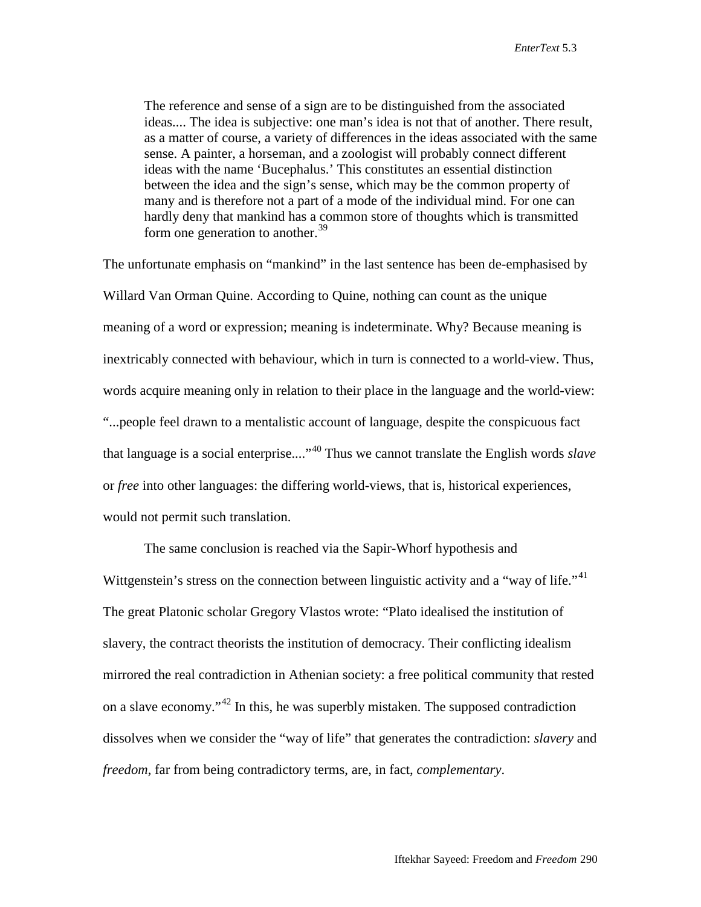> The reference and sense of a sign are to be distinguished from the associated ideas.... The idea is subjective: one man's idea is not that of another. There result, as a matter of course, a variety of differences in the ideas associated with the same sense. A painter, a horseman, and a zoologist will probably connect different ideas with the name 'Bucephalus.' This constitutes an essential distinction between the idea and the sign's sense, which may be the common property of many and is therefore not a part of a mode of the individual mind. For one can hardly deny that mankind has a common store of thoughts which is transmitted form one generation to another.[39]

The unfortunate emphasis on "mankind" in the last sentence has been de-emphasised by Willard Van Orman Quine. According to Quine, nothing can count as the unique meaning of a word or expression; meaning is indeterminate. Why? Because meaning is inextricably connected with behaviour, which in turn is connected to a world-view. Thus, words acquire meaning only in relation to their place in the language and the world-view: "...people feel drawn to a mentalistic account of language, despite the conspicuous fact that language is a social enterprise...."[40] Thus we cannot translate the English words *slave* or *free* into other languages: the differing world-views, that is, historical experiences, would not permit such translation.

The same conclusion is reached via the Sapir-Whorf hypothesis and Wittgenstein's stress on the connection between linguistic activity and a "way of life."[41] The great Platonic scholar Gregory Vlastos wrote: "Plato idealised the institution of slavery, the contract theorists the institution of democracy. Their conflicting idealism mirrored the real contradiction in Athenian society: a free political community that rested on a slave economy."[42] In this, he was superbly mistaken. The supposed contradiction dissolves when we consider the "way of life" that generates the contradiction: *slavery* and *freedom*, far from being contradictory terms, are, in fact, *complementary*.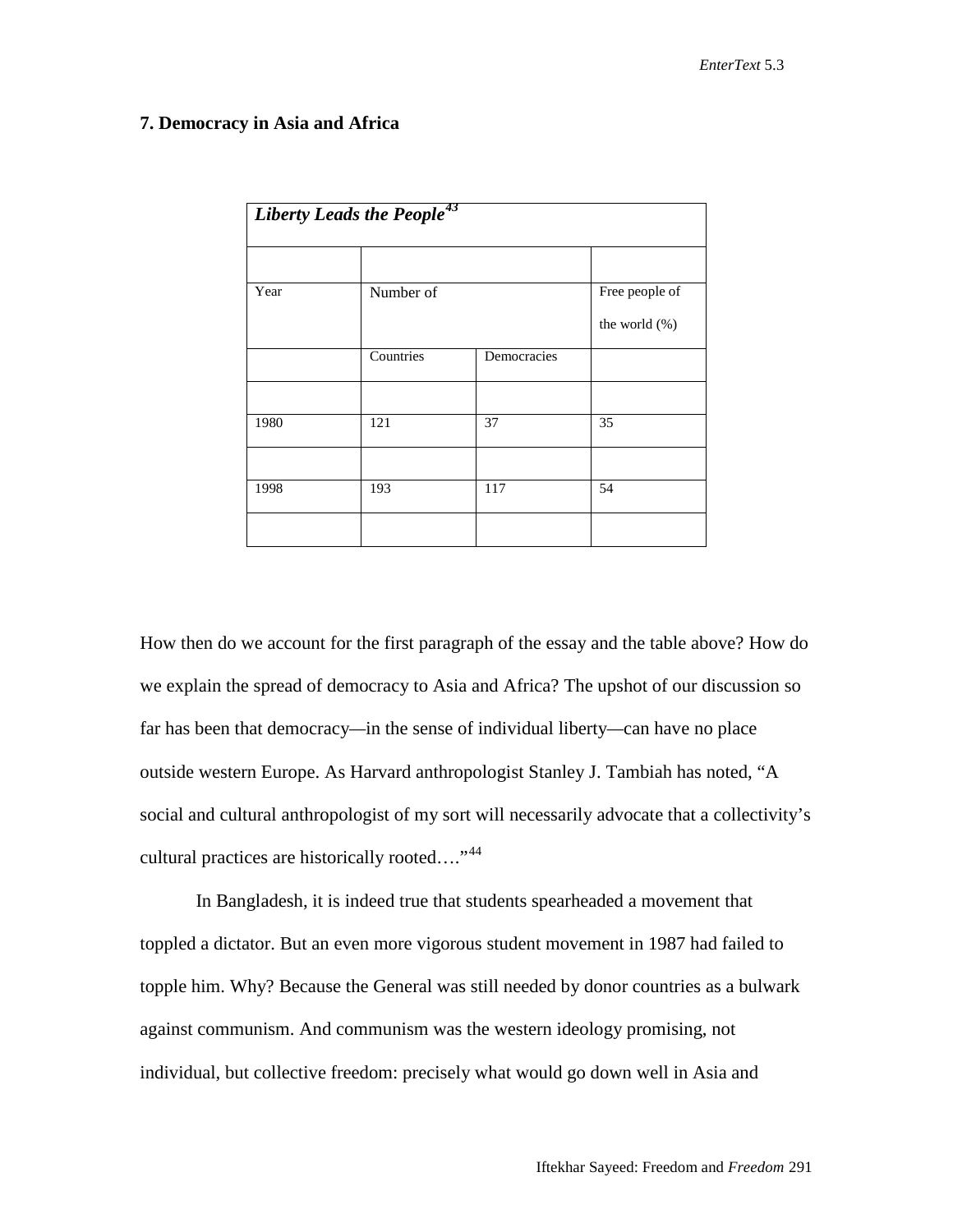### 7. Democracy in Asia and Africa

| ***Liberty Leads the People***[43] | | | |
|---|---|---|---|
| Year | Number of | | Free people of the world (%) |
| | Countries | Democracies | |
| 1980 | 121 | 37 | 35 |
| 1998 | 193 | 117 | 54 |

How then do we account for the first paragraph of the essay and the table above? How do we explain the spread of democracy to Asia and Africa? The upshot of our discussion so far has been that democracy—in the sense of individual liberty—can have no place outside western Europe. As Harvard anthropologist Stanley J. Tambiah has noted, "A social and cultural anthropologist of my sort will necessarily advocate that a collectivity's cultural practices are historically rooted…."[44]

In Bangladesh, it is indeed true that students spearheaded a movement that toppled a dictator. But an even more vigorous student movement in 1987 had failed to topple him. Why? Because the General was still needed by donor countries as a bulwark against communism. And communism was the western ideology promising, not individual, but collective freedom: precisely what would go down well in Asia and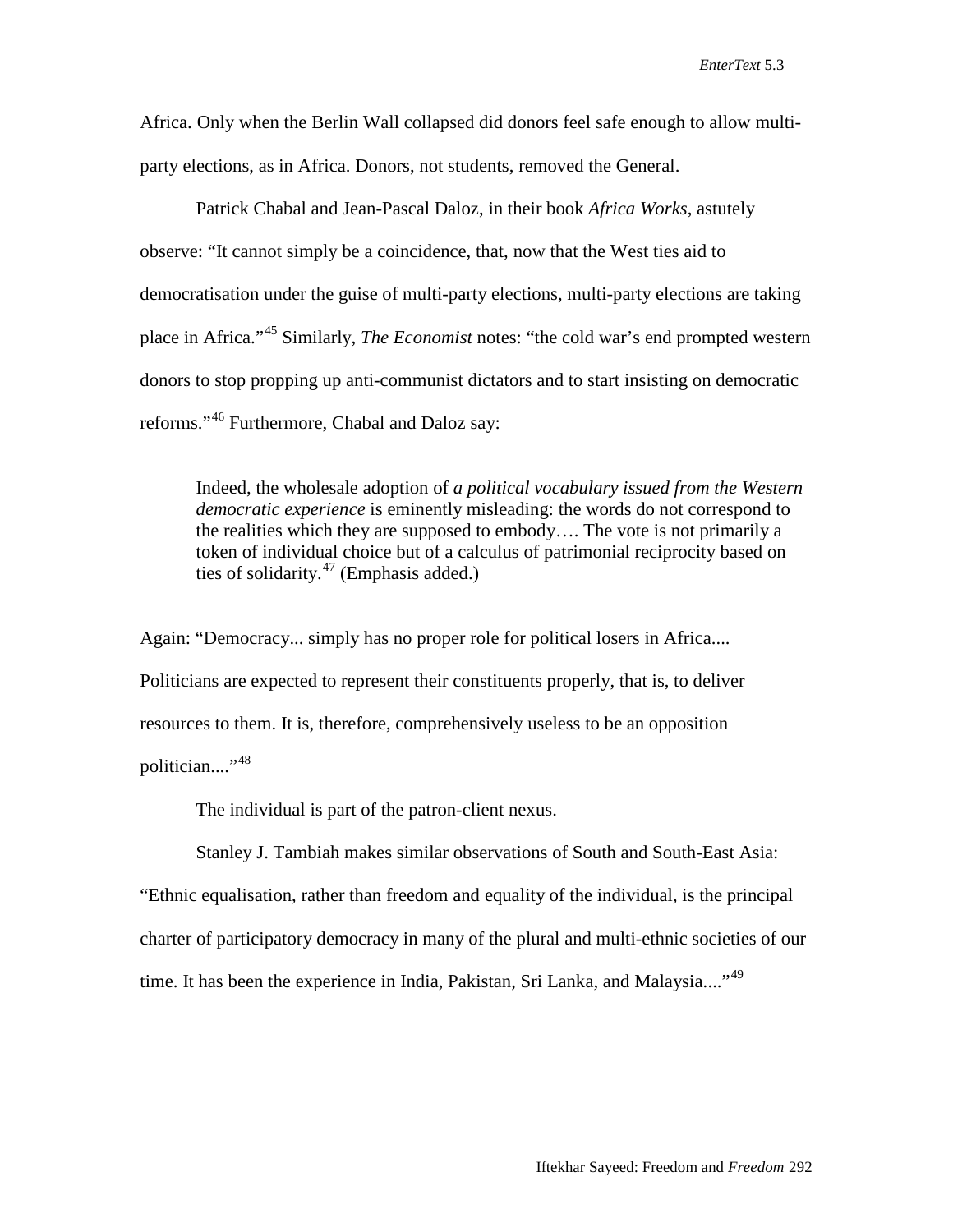Africa. Only when the Berlin Wall collapsed did donors feel safe enough to allow multi-party elections, as in Africa. Donors, not students, removed the General.

Patrick Chabal and Jean-Pascal Daloz, in their book *Africa Works*, astutely observe: "It cannot simply be a coincidence, that, now that the West ties aid to democratisation under the guise of multi-party elections, multi-party elections are taking place in Africa."[45] Similarly, *The Economist* notes: "the cold war's end prompted western donors to stop propping up anti-communist dictators and to start insisting on democratic reforms."[46] Furthermore, Chabal and Daloz say:

> Indeed, the wholesale adoption of *a political vocabulary issued from the Western democratic experience* is eminently misleading: the words do not correspond to the realities which they are supposed to embody…. The vote is not primarily a token of individual choice but of a calculus of patrimonial reciprocity based on ties of solidarity.[47] (Emphasis added.)

Again: "Democracy... simply has no proper role for political losers in Africa.... Politicians are expected to represent their constituents properly, that is, to deliver resources to them. It is, therefore, comprehensively useless to be an opposition politician...."[48]

The individual is part of the patron-client nexus.

Stanley J. Tambiah makes similar observations of South and South-East Asia: "Ethnic equalisation, rather than freedom and equality of the individual, is the principal charter of participatory democracy in many of the plural and multi-ethnic societies of our time. It has been the experience in India, Pakistan, Sri Lanka, and Malaysia...."[49]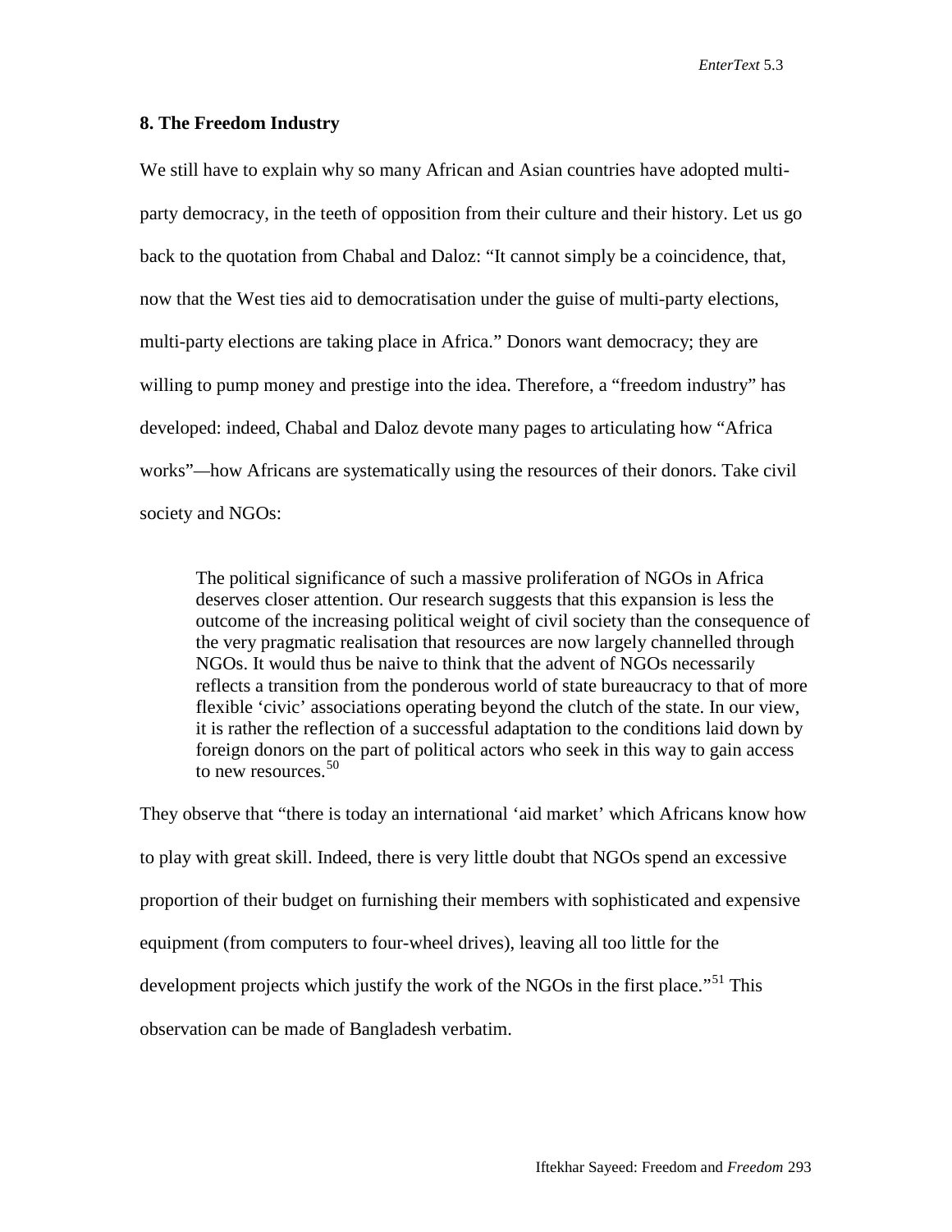## 8. The Freedom Industry

We still have to explain why so many African and Asian countries have adopted multi-party democracy, in the teeth of opposition from their culture and their history. Let us go back to the quotation from Chabal and Daloz: "It cannot simply be a coincidence, that, now that the West ties aid to democratisation under the guise of multi-party elections, multi-party elections are taking place in Africa." Donors want democracy; they are willing to pump money and prestige into the idea. Therefore, a "freedom industry" has developed: indeed, Chabal and Daloz devote many pages to articulating how "Africa works"—how Africans are systematically using the resources of their donors. Take civil society and NGOs:

> The political significance of such a massive proliferation of NGOs in Africa deserves closer attention. Our research suggests that this expansion is less the outcome of the increasing political weight of civil society than the consequence of the very pragmatic realisation that resources are now largely channelled through NGOs. It would thus be naive to think that the advent of NGOs necessarily reflects a transition from the ponderous world of state bureaucracy to that of more flexible 'civic' associations operating beyond the clutch of the state. In our view, it is rather the reflection of a successful adaptation to the conditions laid down by foreign donors on the part of political actors who seek in this way to gain access to new resources.[50]

They observe that "there is today an international 'aid market' which Africans know how to play with great skill. Indeed, there is very little doubt that NGOs spend an excessive proportion of their budget on furnishing their members with sophisticated and expensive equipment (from computers to four-wheel drives), leaving all too little for the development projects which justify the work of the NGOs in the first place."[51] This observation can be made of Bangladesh verbatim.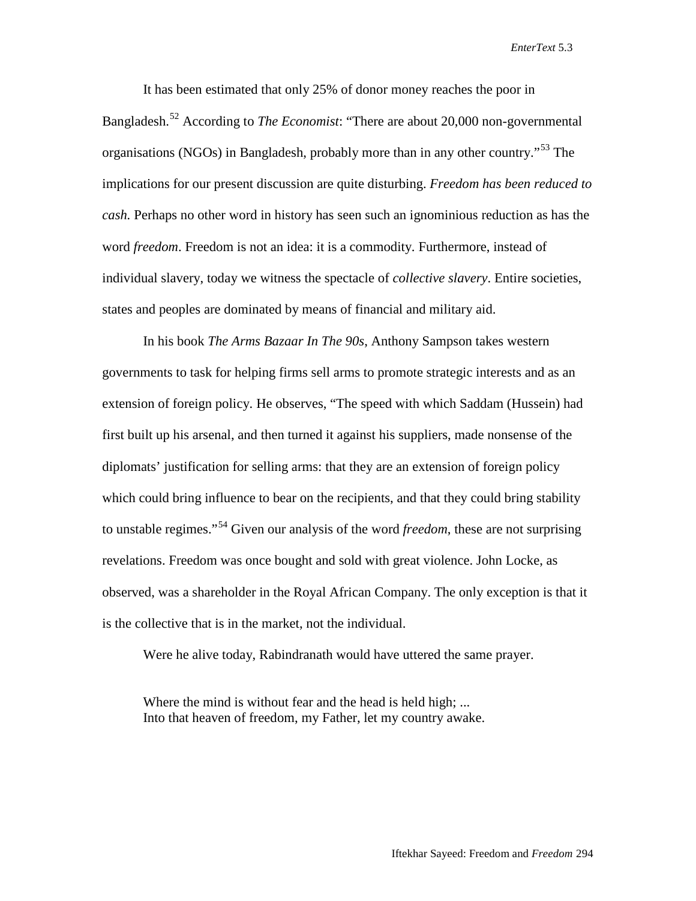It has been estimated that only 25% of donor money reaches the poor in Bangladesh.[52] According to *The Economist*: "There are about 20,000 non-governmental organisations (NGOs) in Bangladesh, probably more than in any other country."[53] The implications for our present discussion are quite disturbing. *Freedom has been reduced to cash.* Perhaps no other word in history has seen such an ignominious reduction as has the word *freedom*. Freedom is not an idea: it is a commodity. Furthermore, instead of individual slavery, today we witness the spectacle of *collective slavery*. Entire societies, states and peoples are dominated by means of financial and military aid.

In his book *The Arms Bazaar In The 90s*, Anthony Sampson takes western governments to task for helping firms sell arms to promote strategic interests and as an extension of foreign policy. He observes, "The speed with which Saddam (Hussein) had first built up his arsenal, and then turned it against his suppliers, made nonsense of the diplomats' justification for selling arms: that they are an extension of foreign policy which could bring influence to bear on the recipients, and that they could bring stability to unstable regimes."[54] Given our analysis of the word *freedom*, these are not surprising revelations. Freedom was once bought and sold with great violence. John Locke, as observed, was a shareholder in the Royal African Company. The only exception is that it is the collective that is in the market, not the individual.

Were he alive today, Rabindranath would have uttered the same prayer.

> Where the mind is without fear and the head is held high; ...
> Into that heaven of freedom, my Father, let my country awake.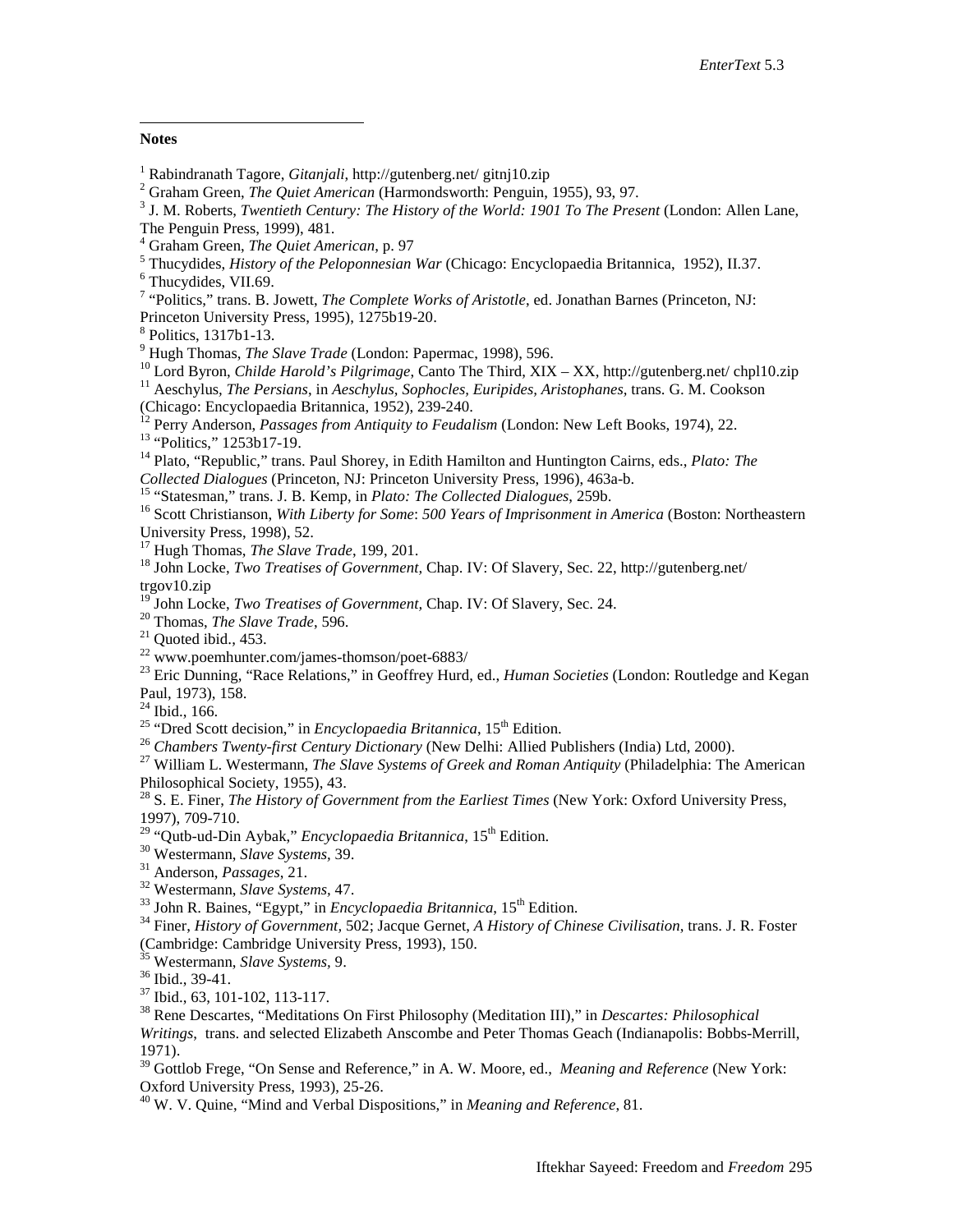**Notes**

[1] Rabindranath Tagore, *Gitanjali*, http://gutenberg.net/ gitnj10.zip
[2] Graham Green, *The Quiet American* (Harmondsworth: Penguin, 1955), 93, 97.
[3] J. M. Roberts, *Twentieth Century: The History of the World: 1901 To The Present* (London: Allen Lane, The Penguin Press, 1999), 481.
[4] Graham Green, *The Quiet American*, p. 97
[5] Thucydides, *History of the Peloponnesian War* (Chicago: Encyclopaedia Britannica, 1952), II.37.
[6] Thucydides, VII.69.
[7] "Politics," trans. B. Jowett, *The Complete Works of Aristotle*, ed. Jonathan Barnes (Princeton, NJ: Princeton University Press, 1995), 1275b19-20.
[8] Politics, 1317b1-13.
[9] Hugh Thomas, *The Slave Trade* (London: Papermac, 1998), 596.
[10] Lord Byron, *Childe Harold's Pilgrimage*, Canto The Third, XIX – XX, http://gutenberg.net/ chpl10.zip
[11] Aeschylus, *The Persians*, in *Aeschylus, Sophocles, Euripides, Aristophanes*, trans. G. M. Cookson (Chicago: Encyclopaedia Britannica, 1952), 239-240.
[12] Perry Anderson, *Passages from Antiquity to Feudalism* (London: New Left Books, 1974), 22.
[13] "Politics," 1253b17-19.
[14] Plato, "Republic," trans. Paul Shorey, in Edith Hamilton and Huntington Cairns, eds., *Plato: The Collected Dialogues* (Princeton, NJ: Princeton University Press, 1996), 463a-b.
[15] "Statesman," trans. J. B. Kemp, in *Plato: The Collected Dialogues*, 259b.
[16] Scott Christianson, *With Liberty for Some*: *500 Years of Imprisonment in America* (Boston: Northeastern University Press, 1998), 52.
[17] Hugh Thomas, *The Slave Trade*, 199, 201.
[18] John Locke, *Two Treatises of Government*, Chap. IV: Of Slavery, Sec. 22, http://gutenberg.net/ trgov10.zip
[19] John Locke, *Two Treatises of Government*, Chap. IV: Of Slavery, Sec. 24.
[20] Thomas, *The Slave Trade*, 596.
[21] Quoted ibid., 453.
[22] www.poemhunter.com/james-thomson/poet-6883/
[23] Eric Dunning, "Race Relations," in Geoffrey Hurd, ed., *Human Societies* (London: Routledge and Kegan Paul, 1973), 158.
[24] Ibid., 166.
[25] "Dred Scott decision," in *Encyclopaedia Britannica*, 15th Edition.
[26] *Chambers Twenty-first Century Dictionary* (New Delhi: Allied Publishers (India) Ltd, 2000).
[27] William L. Westermann, *The Slave Systems of Greek and Roman Antiquity* (Philadelphia: The American Philosophical Society, 1955), 43.
[28] S. E. Finer, *The History of Government from the Earliest Times* (New York: Oxford University Press, 1997), 709-710.
[29] "Qutb-ud-Din Aybak," *Encyclopaedia Britannica*, 15th Edition.
[30] Westermann, *Slave Systems*, 39.
[31] Anderson, *Passages*, 21.
[32] Westermann, *Slave Systems*, 47.
[33] John R. Baines, "Egypt," in *Encyclopaedia Britannica*, 15th Edition.
[34] Finer, *History of Government*, 502; Jacque Gernet, *A History of Chinese Civilisation*, trans. J. R. Foster (Cambridge: Cambridge University Press, 1993), 150.
[35] Westermann, *Slave Systems*, 9.
[36] Ibid., 39-41.
[37] Ibid., 63, 101-102, 113-117.
[38] Rene Descartes, "Meditations On First Philosophy (Meditation III)," in *Descartes: Philosophical Writings*, trans. and selected Elizabeth Anscombe and Peter Thomas Geach (Indianapolis: Bobbs-Merrill, 1971).
[39] Gottlob Frege, "On Sense and Reference," in A. W. Moore, ed., *Meaning and Reference* (New York: Oxford University Press, 1993), 25-26.
[40] W. V. Quine, "Mind and Verbal Dispositions," in *Meaning and Reference*, 81.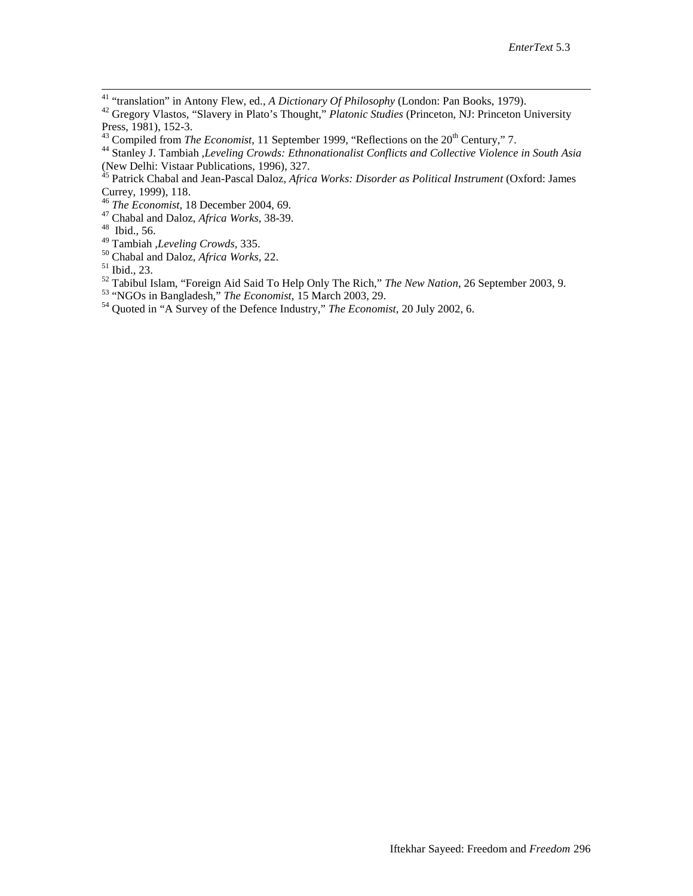[41] "translation" in Antony Flew, ed., *A Dictionary Of Philosophy* (London: Pan Books, 1979).
[42] Gregory Vlastos, "Slavery in Plato's Thought," *Platonic Studies* (Princeton, NJ: Princeton University Press, 1981), 152-3.
[43] Compiled from *The Economist*, 11 September 1999, "Reflections on the 20th Century," 7.
[44] Stanley J. Tambiah ,*Leveling Crowds: Ethnonationalist Conflicts and Collective Violence in South Asia* (New Delhi: Vistaar Publications, 1996), 327.
[45] Patrick Chabal and Jean-Pascal Daloz, *Africa Works: Disorder as Political Instrument* (Oxford: James Currey, 1999), 118.
[46] *The Economist*, 18 December 2004, 69.
[47] Chabal and Daloz, *Africa Works*, 38-39.
[48] Ibid., 56.
[49] Tambiah ,*Leveling Crowds*, 335.
[50] Chabal and Daloz, *Africa Works*, 22.
[51] Ibid., 23.
[52] Tabibul Islam, "Foreign Aid Said To Help Only The Rich," *The New Nation*, 26 September 2003, 9.
[53] "NGOs in Bangladesh," *The Economist*, 15 March 2003, 29.
[54] Quoted in "A Survey of the Defence Industry," *The Economist*, 20 July 2002, 6.